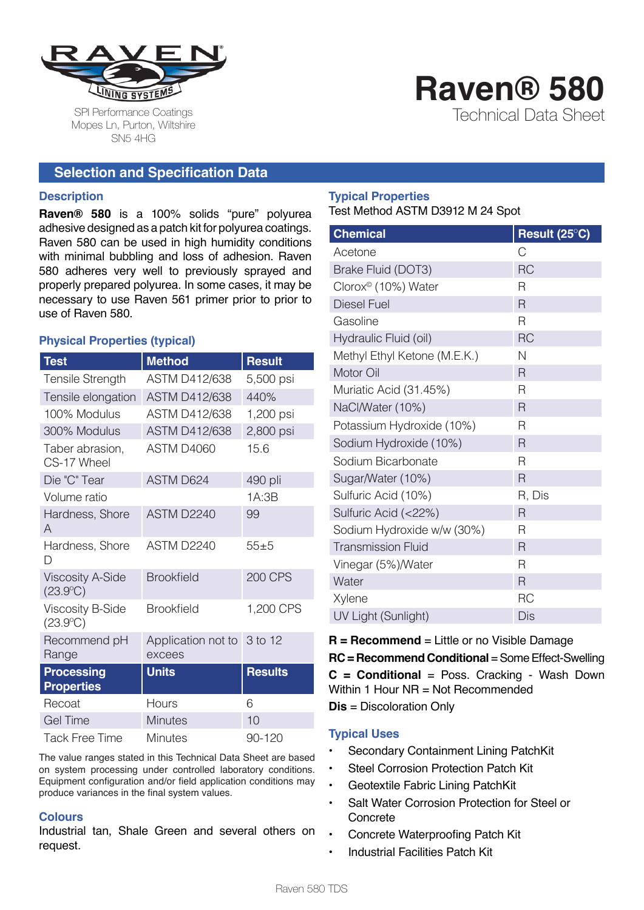SPI Performance Coatings
Mopes Ln, Purton, Wiltshire
SN5 4HG

# Raven® 580

Technical Data Sheet

## Selection and Specification Data

### Description

**Raven® 580** is a 100% solids "pure" polyurea adhesive designed as a patch kit for polyurea coatings. Raven 580 can be used in high humidity conditions with minimal bubbling and loss of adhesion. Raven 580 adheres very well to previously sprayed and properly prepared polyurea. In some cases, it may be necessary to use Raven 561 primer prior to prior to use of Raven 580.

### Physical Properties (typical)

| Test | Method | Result |
|---|---|---|
| Tensile Strength | ASTM D412/638 | 5,500 psi |
| Tensile elongation | ASTM D412/638 | 440% |
| 100% Modulus | ASTM D412/638 | 1,200 psi |
| 300% Modulus | ASTM D412/638 | 2,800 psi |
| Taber abrasion, CS-17 Wheel | ASTM D4060 | 15.6 |
| Die "C" Tear | ASTM D624 | 490 pli |
| Volume ratio | | 1A:3B |
| Hardness, Shore A | ASTM D2240 | 99 |
| Hardness, Shore D | ASTM D2240 | 55±5 |
| Viscosity A-Side (23.9°C) | Brookfield | 200 CPS |
| Viscosity B-Side (23.9°C) | Brookfield | 1,200 CPS |
| Recommend pH Range | Application not to excees | 3 to 12 |
| **Processing Properties** | **Units** | **Results** |
| Recoat | Hours | 6 |
| Gel Time | Minutes | 10 |
| Tack Free Time | Minutes | 90-120 |

The value ranges stated in this Technical Data Sheet are based on system processing under controlled laboratory conditions. Equipment configuration and/or field application conditions may produce variances in the final system values.

### Colours

Industrial tan, Shale Green and several others on request.

### Typical Properties

Test Method ASTM D3912 M 24 Spot

| Chemical | Result (25°C) |
|---|---|
| Acetone | C |
| Brake Fluid (DOT3) | RC |
| Clorox© (10%) Water | R |
| Diesel Fuel | R |
| Gasoline | R |
| Hydraulic Fluid (oil) | RC |
| Methyl Ethyl Ketone (M.E.K.) | N |
| Motor Oil | R |
| Muriatic Acid (31.45%) | R |
| NaCl/Water (10%) | R |
| Potassium Hydroxide (10%) | R |
| Sodium Hydroxide (10%) | R |
| Sodium Bicarbonate | R |
| Sugar/Water (10%) | R |
| Sulfuric Acid (10%) | R, Dis |
| Sulfuric Acid (<22%) | R |
| Sodium Hydroxide w/w (30%) | R |
| Transmission Fluid | R |
| Vinegar (5%)/Water | R |
| Water | R |
| Xylene | RC |
| UV Light (Sunlight) | Dis |

**R = Recommend** = Little or no Visible Damage
**RC = Recommend Conditional** = Some Effect-Swelling
**C = Conditional** = Poss. Cracking - Wash Down Within 1 Hour NR = Not Recommended
**Dis** = Discoloration Only

### Typical Uses

- Secondary Containment Lining PatchKit
- Steel Corrosion Protection Patch Kit
- Geotextile Fabric Lining PatchKit
- Salt Water Corrosion Protection for Steel or Concrete
- Concrete Waterproofing Patch Kit
- Industrial Facilities Patch Kit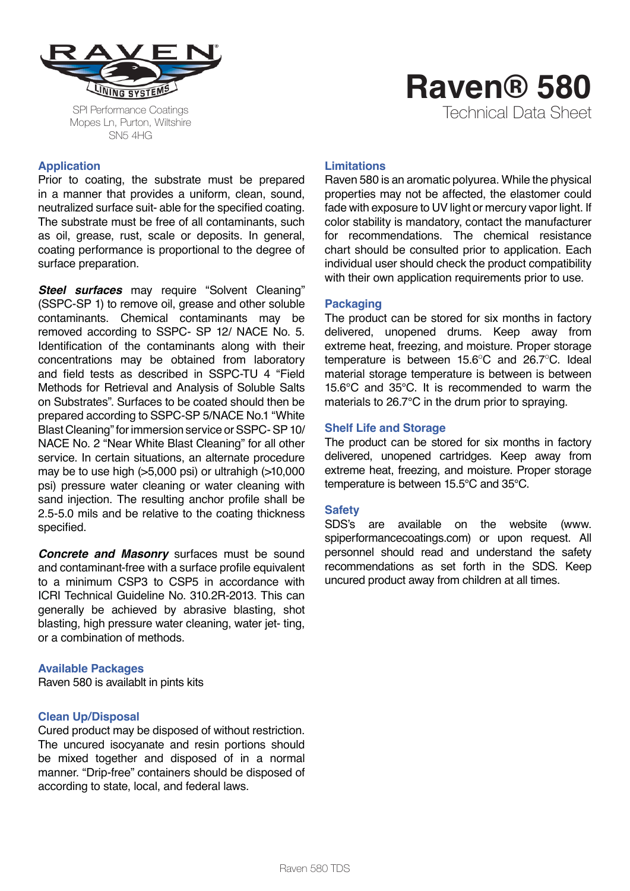SPI Performance Coatings
Mopes Ln, Purton, Wiltshire
SN5 4HG

# Raven® 580

Technical Data Sheet

## Application

Prior to coating, the substrate must be prepared in a manner that provides a uniform, clean, sound, neutralized surface suit- able for the specified coating. The substrate must be free of all contaminants, such as oil, grease, rust, scale or deposits. In general, coating performance is proportional to the degree of surface preparation.

***Steel surfaces*** may require "Solvent Cleaning" (SSPC-SP 1) to remove oil, grease and other soluble contaminants. Chemical contaminants may be removed according to SSPC- SP 12/ NACE No. 5. Identification of the contaminants along with their concentrations may be obtained from laboratory and field tests as described in SSPC-TU 4 "Field Methods for Retrieval and Analysis of Soluble Salts on Substrates". Surfaces to be coated should then be prepared according to SSPC-SP 5/NACE No.1 "White Blast Cleaning" for immersion service or SSPC- SP 10/ NACE No. 2 "Near White Blast Cleaning" for all other service. In certain situations, an alternate procedure may be to use high (>5,000 psi) or ultrahigh (>10,000 psi) pressure water cleaning or water cleaning with sand injection. The resulting anchor profile shall be 2.5-5.0 mils and be relative to the coating thickness specified.

***Concrete and Masonry*** surfaces must be sound and contaminant-free with a surface profile equivalent to a minimum CSP3 to CSP5 in accordance with ICRI Technical Guideline No. 310.2R-2013. This can generally be achieved by abrasive blasting, shot blasting, high pressure water cleaning, water jet- ting, or a combination of methods.

## Available Packages

Raven 580 is availablt in pints kits

## Clean Up/Disposal

Cured product may be disposed of without restriction. The uncured isocyanate and resin portions should be mixed together and disposed of in a normal manner. "Drip-free" containers should be disposed of according to state, local, and federal laws.

## Limitations

Raven 580 is an aromatic polyurea. While the physical properties may not be affected, the elastomer could fade with exposure to UV light or mercury vapor light. If color stability is mandatory, contact the manufacturer for recommendations. The chemical resistance chart should be consulted prior to application. Each individual user should check the product compatibility with their own application requirements prior to use.

## Packaging

The product can be stored for six months in factory delivered, unopened drums. Keep away from extreme heat, freezing, and moisture. Proper storage temperature is between 15.6°C and 26.7°C. Ideal material storage temperature is between is between 15.6°C and 35°C. It is recommended to warm the materials to 26.7°C in the drum prior to spraying.

## Shelf Life and Storage

The product can be stored for six months in factory delivered, unopened cartridges. Keep away from extreme heat, freezing, and moisture. Proper storage temperature is between 15.5°C and 35°C.

## Safety

SDS's are available on the website (www.spiperformancecoatings.com) or upon request. All personnel should read and understand the safety recommendations as set forth in the SDS. Keep uncured product away from children at all times.